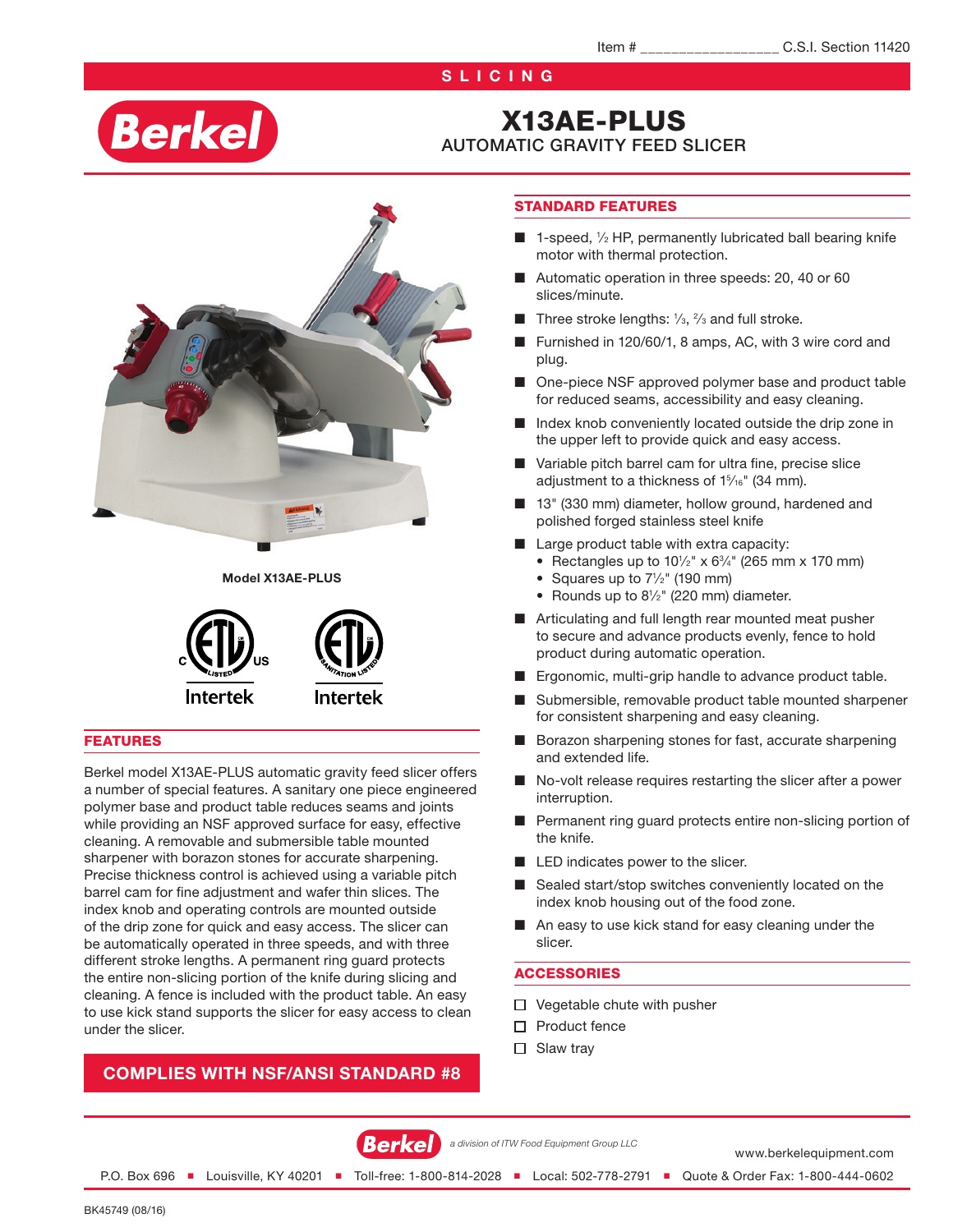Item # __________________ C.S.I. Section 11420

SLICING

# X13AE-PLUS

## AUTOMATIC GRAVITY FEED SLICER

Model X13AE-PLUS

## FEATURES

Berkel model X13AE-PLUS automatic gravity feed slicer offers a number of special features. A sanitary one piece engineered polymer base and product table reduces seams and joints while providing an NSF approved surface for easy, effective cleaning. A removable and submersible table mounted sharpener with borazon stones for accurate sharpening. Precise thickness control is achieved using a variable pitch barrel cam for fine adjustment and wafer thin slices. The index knob and operating controls are mounted outside of the drip zone for quick and easy access. The slicer can be automatically operated in three speeds, and with three different stroke lengths. A permanent ring guard protects the entire non-slicing portion of the knife during slicing and cleaning. A fence is included with the product table. An easy to use kick stand supports the slicer for easy access to clean under the slicer.

**COMPLIES WITH NSF/ANSI STANDARD #8**

## STANDARD FEATURES

- 1-speed, ½ HP, permanently lubricated ball bearing knife motor with thermal protection.
- Automatic operation in three speeds: 20, 40 or 60 slices/minute.
- Three stroke lengths: ⅓, ⅔ and full stroke.
- Furnished in 120/60/1, 8 amps, AC, with 3 wire cord and plug.
- One-piece NSF approved polymer base and product table for reduced seams, accessibility and easy cleaning.
- Index knob conveniently located outside the drip zone in the upper left to provide quick and easy access.
- Variable pitch barrel cam for ultra fine, precise slice adjustment to a thickness of 1⁵⁄₁₆" (34 mm).
- 13" (330 mm) diameter, hollow ground, hardened and polished forged stainless steel knife
- Large product table with extra capacity:
  - Rectangles up to 10½" x 6¾" (265 mm x 170 mm)
  - Squares up to 7½" (190 mm)
  - Rounds up to 8½" (220 mm) diameter.
- Articulating and full length rear mounted meat pusher to secure and advance products evenly, fence to hold product during automatic operation.
- Ergonomic, multi-grip handle to advance product table.
- Submersible, removable product table mounted sharpener for consistent sharpening and easy cleaning.
- Borazon sharpening stones for fast, accurate sharpening and extended life.
- No-volt release requires restarting the slicer after a power interruption.
- Permanent ring guard protects entire non-slicing portion of the knife.
- LED indicates power to the slicer.
- Sealed start/stop switches conveniently located on the index knob housing out of the food zone.
- An easy to use kick stand for easy cleaning under the slicer.

## ACCESSORIES

- ☐ Vegetable chute with pusher
- ☐ Product fence
- ☐ Slaw tray

*a division of ITW Food Equipment Group LLC*

www.berkelequipment.com

P.O. Box 696 ■ Louisville, KY 40201 ■ Toll-free: 1-800-814-2028 ■ Local: 502-778-2791 ■ Quote & Order Fax: 1-800-444-0602

BK45749 (08/16)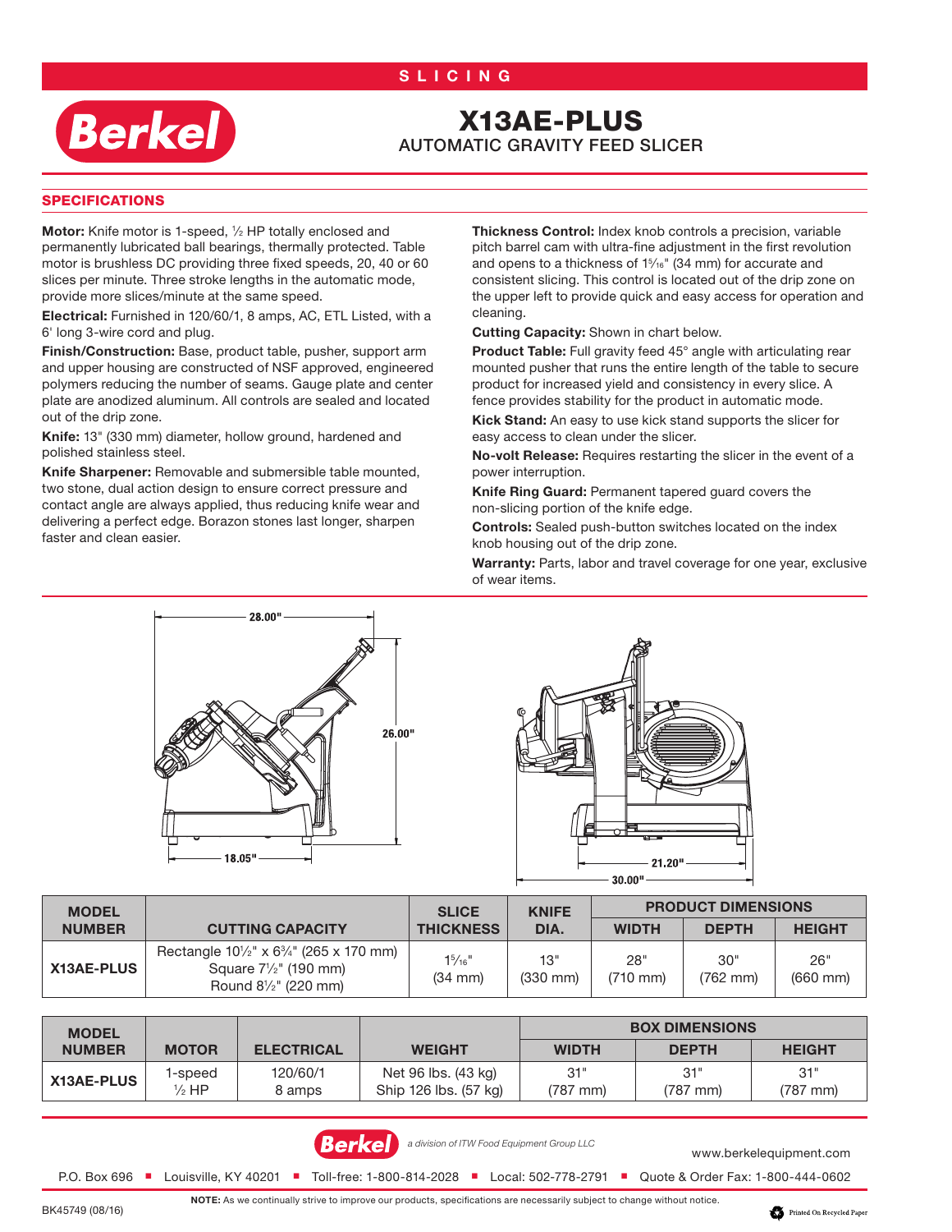SLICING

# X13AE-PLUS

AUTOMATIC GRAVITY FEED SLICER

## SPECIFICATIONS

**Motor:** Knife motor is 1-speed, ½ HP totally enclosed and permanently lubricated ball bearings, thermally protected. Table motor is brushless DC providing three fixed speeds, 20, 40 or 60 slices per minute. Three stroke lengths in the automatic mode, provide more slices/minute at the same speed.

**Electrical:** Furnished in 120/60/1, 8 amps, AC, ETL Listed, with a 6' long 3-wire cord and plug.

**Finish/Construction:** Base, product table, pusher, support arm and upper housing are constructed of NSF approved, engineered polymers reducing the number of seams. Gauge plate and center plate are anodized aluminum. All controls are sealed and located out of the drip zone.

**Knife:** 13" (330 mm) diameter, hollow ground, hardened and polished stainless steel.

**Knife Sharpener:** Removable and submersible table mounted, two stone, dual action design to ensure correct pressure and contact angle are always applied, thus reducing knife wear and delivering a perfect edge. Borazon stones last longer, sharpen faster and clean easier.

**Thickness Control:** Index knob controls a precision, variable pitch barrel cam with ultra-fine adjustment in the first revolution and opens to a thickness of 1⁵⁄₁₆" (34 mm) for accurate and consistent slicing. This control is located out of the drip zone on the upper left to provide quick and easy access for operation and cleaning.

**Cutting Capacity:** Shown in chart below.

**Product Table:** Full gravity feed 45° angle with articulating rear mounted pusher that runs the entire length of the table to secure product for increased yield and consistency in every slice. A fence provides stability for the product in automatic mode.

**Kick Stand:** An easy to use kick stand supports the slicer for easy access to clean under the slicer.

**No-volt Release:** Requires restarting the slicer in the event of a power interruption.

**Knife Ring Guard:** Permanent tapered guard covers the non-slicing portion of the knife edge.

**Controls:** Sealed push-button switches located on the index knob housing out of the drip zone.

**Warranty:** Parts, labor and travel coverage for one year, exclusive of wear items.

28.00"

26.00"

18.05"

21.20"

30.00"

| MODEL NUMBER | CUTTING CAPACITY | SLICE THICKNESS | KNIFE DIA. | PRODUCT DIMENSIONS | | |
|---|---|---|---|---|---|---|
| | | | | WIDTH | DEPTH | HEIGHT |
| X13AE-PLUS | Rectangle 10½" x 6¾" (265 x 170 mm)<br>Square 7½" (190 mm)<br>Round 8½" (220 mm) | 1⁵⁄₁₆"<br>(34 mm) | 13"<br>(330 mm) | 28"<br>(710 mm) | 30"<br>(762 mm) | 26"<br>(660 mm) |

| MODEL NUMBER | MOTOR | ELECTRICAL | WEIGHT | BOX DIMENSIONS | | |
|---|---|---|---|---|---|---|
| | | | | WIDTH | DEPTH | HEIGHT |
| X13AE-PLUS | 1-speed<br>½ HP | 120/60/1<br>8 amps | Net 96 lbs. (43 kg)<br>Ship 126 lbs. (57 kg) | 31"<br>(787 mm) | 31"<br>(787 mm) | 31"<br>(787 mm) |

Berkel *a division of ITW Food Equipment Group LLC*

www.berkelequipment.com

P.O. Box 696 ■ Louisville, KY 40201 ■ Toll-free: 1-800-814-2028 ■ Local: 502-778-2791 ■ Quote & Order Fax: 1-800-444-0602

**NOTE:** As we continually strive to improve our products, specifications are necessarily subject to change without notice.

BK45749 (08/16)

Printed On Recycled Paper